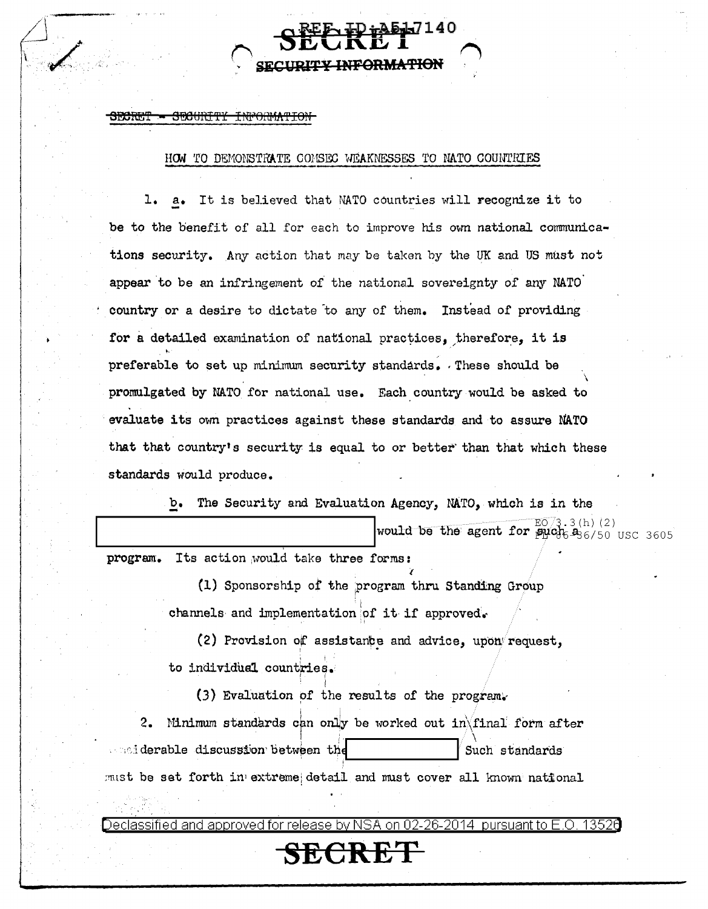~~SECRET - SECURITY INFORMATION~~

HOW TO DEMONSTRATE COMSEC WEAKNESSES TO NATO COUNTRIES

1. a. It is believed that NATO countries will recognize it to be to the benefit of all for each to improve his own national communications security. Any action that may be taken by the UK and US must not appear to be an infringement of the national sovereignty of any NATO country or a desire to dictate to any of them. Instead of providing for a detailed examination of national practices, therefore, it is preferable to set up minimum security standards. These should be promulgated by NATO for national use. Each country would be asked to evaluate its own practices against these standards and to assure NATO that that country's security is equal to or better than that which these standards would produce.

b. The Security and Evaluation Agency, NATO, which is in the [REDACTED] would be the agent for such a program. Its action would take three forms:

(1) Sponsorship of the program thru Standing Group channels and implementation of it if approved.

(2) Provision of assistance and advice, upon request, to individual countries.

(3) Evaluation of the results of the program.

2. Minimum standards can only be worked out in final form after considerable discussion between the [REDACTED] Such standards must be set forth in extreme detail and must cover all known national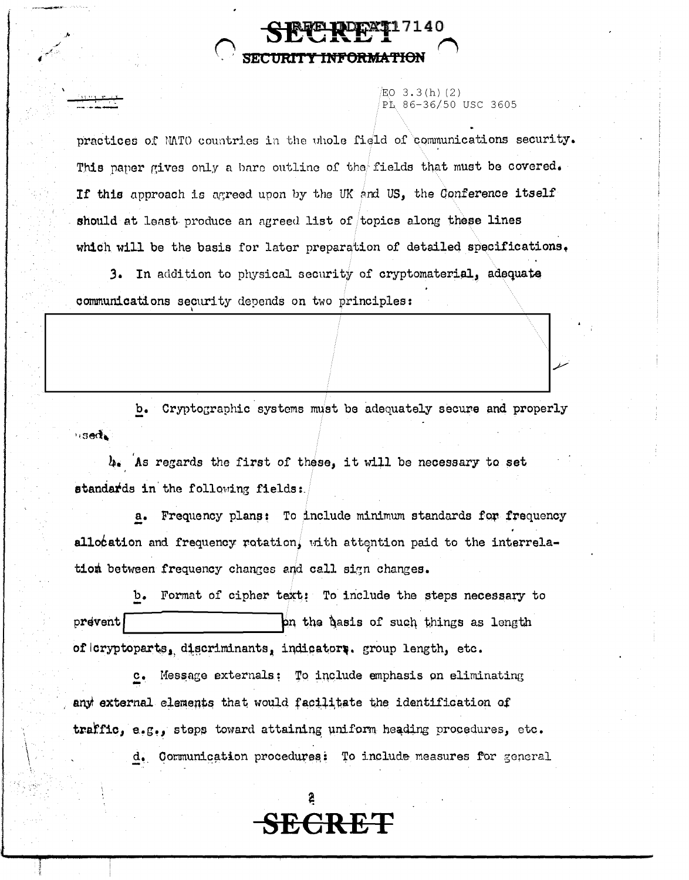SECRET
SECURITY INFORMATION

EO 3.3(h)(2)
PL 86-36/50 USC 3605

practices of NATO countries in the whole field of communications security. This paper gives only a bare outline of the fields that must be covered. If this approach is agreed upon by the UK and US, the Conference itself should at least produce an agreed list of topics along these lines which will be the basis for later preparation of detailed specifications.

3. In addition to physical security of cryptomaterial, adequate communications security depends on two principles:

b. Cryptographic systems must be adequately secure and properly used.

4. As regards the first of these, it will be necessary to set standards in the following fields:

a. Frequency plans: To include minimum standards for frequency allocation and frequency rotation, with attention paid to the interrelation between frequency changes and call sign changes.

b. Format of cipher text: To include the steps necessary to prevent [ ] on the basis of such things as length of cryptoparts, discriminants, indicators, group length, etc.

c. Message externals: To include emphasis on eliminating any external elements that would facilitate the identification of traffic, e.g., steps toward attaining uniform heading procedures, etc.

d. Communication procedures: To include measures for general

SECRET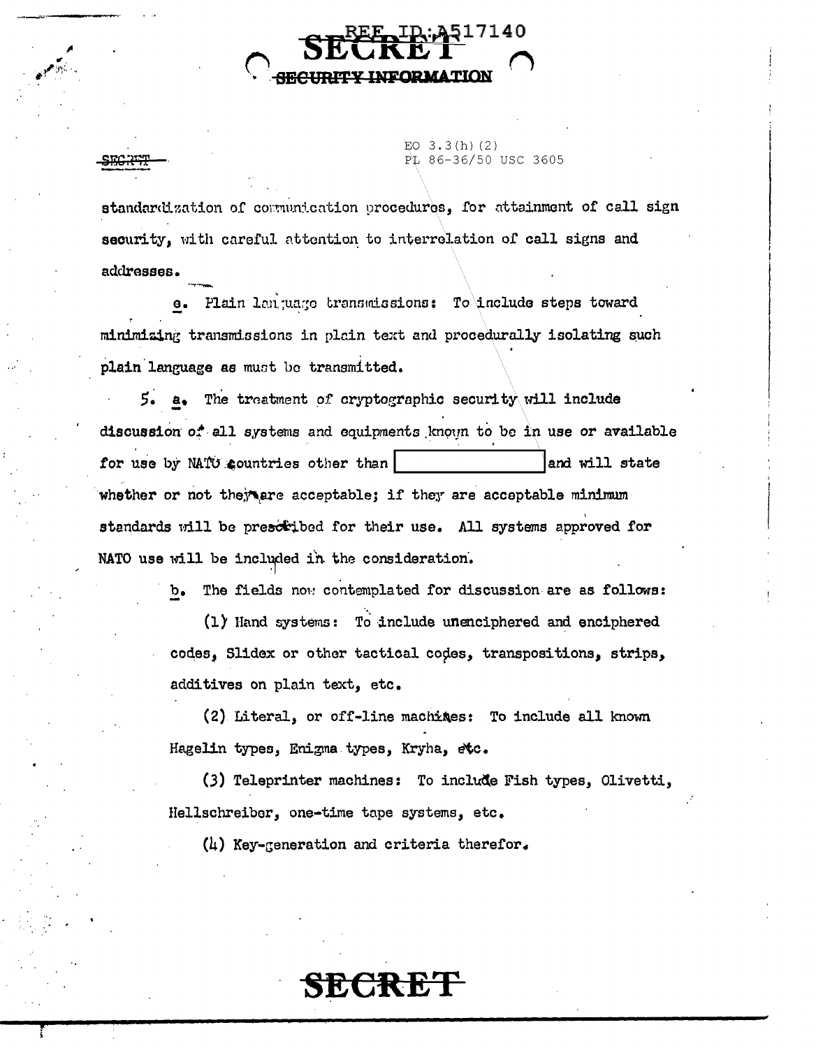EO 3.3(h)(2)
PL 86-36/50 USC 3605

standardization of communication procedures, for attainment of call sign security, with careful attention to interrelation of call signs and addresses.

e. Plain language transmissions: To include steps toward minimizing transmissions in plain text and procedurally isolating such plain language as must be transmitted.

5. a. The treatment of cryptographic security will include discussion of all systems and equipments known to be in use or available for use by NATO countries other than [REDACTED] and will state whether or not they are acceptable; if they are acceptable minimum standards will be prescribed for their use. All systems approved for NATO use will be included in the consideration.

b. The fields now contemplated for discussion are as follows:

(1) Hand systems: To include unenciphered and enciphered codes, Slidex or other tactical codes, transpositions, strips, additives on plain text, etc.

(2) Literal, or off-line machines: To include all known Hagelin types, Enigma types, Kryha, etc.

(3) Teleprinter machines: To include Fish types, Olivetti, Hellschreiber, one-time tape systems, etc.

(4) Key-generation and criteria therefor.